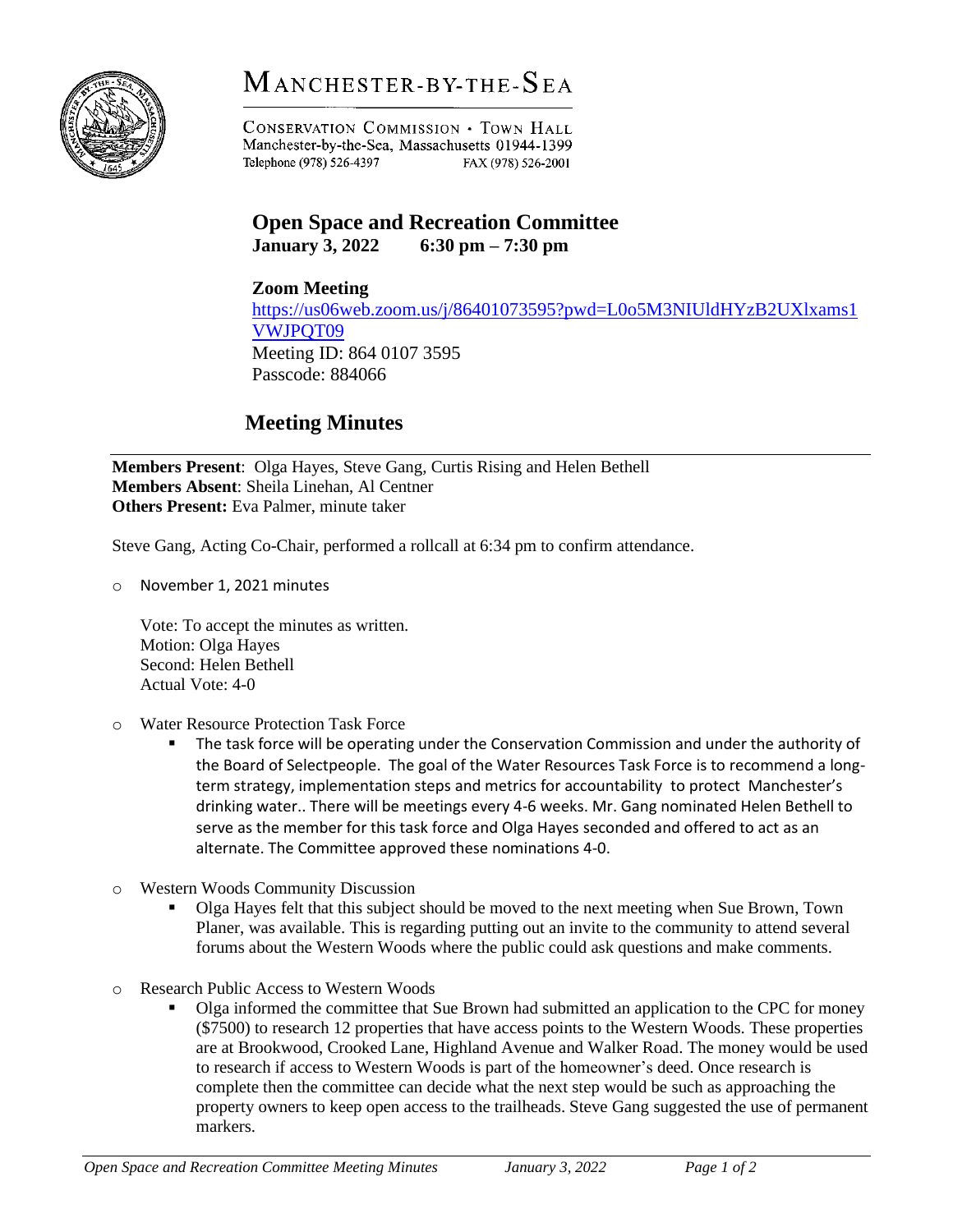# MANCHESTER-BY-THE-SEA

CONSERVATION COMMISSION · TOWN HALL
Manchester-by-the-Sea, Massachusetts 01944-1399
Telephone (978) 526-4397 FAX (978) 526-2001

## Open Space and Recreation Committee

**January 3, 2022 6:30 pm – 7:30 pm**

**Zoom Meeting**
https://us06web.zoom.us/j/86401073595?pwd=L0o5M3NIUldHYzB2UXlxams1VWJPQT09
Meeting ID: 864 0107 3595
Passcode: 884066

## Meeting Minutes

**Members Present**: Olga Hayes, Steve Gang, Curtis Rising and Helen Bethell
**Members Absent**: Sheila Linehan, Al Centner
**Others Present:** Eva Palmer, minute taker

Steve Gang, Acting Co-Chair, performed a rollcall at 6:34 pm to confirm attendance.

- November 1, 2021 minutes

  Vote: To accept the minutes as written.
  Motion: Olga Hayes
  Second: Helen Bethell
  Actual Vote: 4-0

- Water Resource Protection Task Force
  - The task force will be operating under the Conservation Commission and under the authority of the Board of Selectpeople. The goal of the Water Resources Task Force is to recommend a long-term strategy, implementation steps and metrics for accountability to protect Manchester's drinking water.. There will be meetings every 4-6 weeks. Mr. Gang nominated Helen Bethell to serve as the member for this task force and Olga Hayes seconded and offered to act as an alternate. The Committee approved these nominations 4-0.

- Western Woods Community Discussion
  - Olga Hayes felt that this subject should be moved to the next meeting when Sue Brown, Town Planer, was available. This is regarding putting out an invite to the community to attend several forums about the Western Woods where the public could ask questions and make comments.

- Research Public Access to Western Woods
  - Olga informed the committee that Sue Brown had submitted an application to the CPC for money ($7500) to research 12 properties that have access points to the Western Woods. These properties are at Brookwood, Crooked Lane, Highland Avenue and Walker Road. The money would be used to research if access to Western Woods is part of the homeowner's deed. Once research is complete then the committee can decide what the next step would be such as approaching the property owners to keep open access to the trailheads. Steve Gang suggested the use of permanent markers.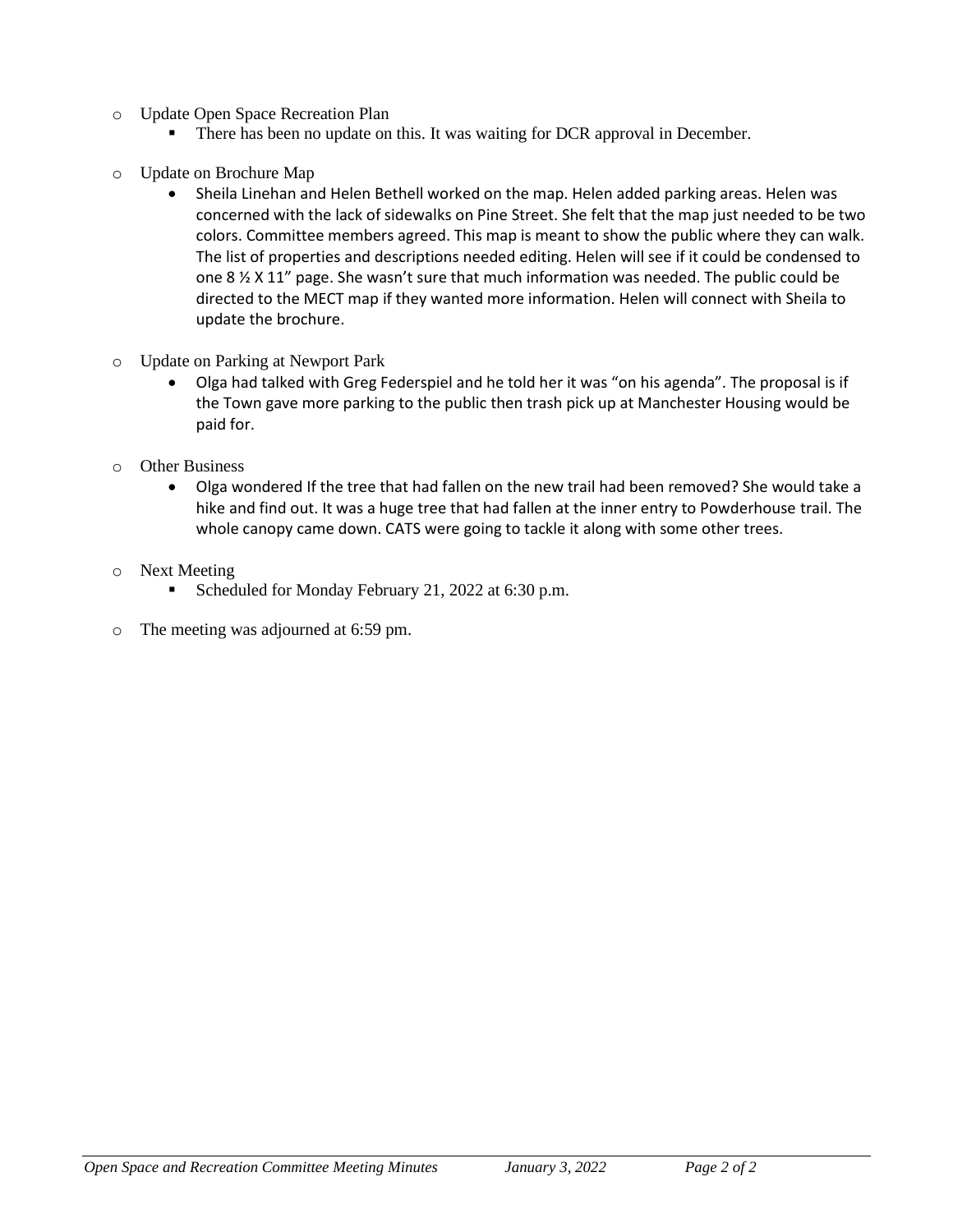- Update Open Space Recreation Plan
  - There has been no update on this. It was waiting for DCR approval in December.

- Update on Brochure Map
  - Sheila Linehan and Helen Bethell worked on the map. Helen added parking areas. Helen was concerned with the lack of sidewalks on Pine Street. She felt that the map just needed to be two colors. Committee members agreed. This map is meant to show the public where they can walk. The list of properties and descriptions needed editing. Helen will see if it could be condensed to one 8 ½ X 11" page. She wasn't sure that much information was needed. The public could be directed to the MECT map if they wanted more information. Helen will connect with Sheila to update the brochure.

- Update on Parking at Newport Park
  - Olga had talked with Greg Federspiel and he told her it was "on his agenda". The proposal is if the Town gave more parking to the public then trash pick up at Manchester Housing would be paid for.

- Other Business
  - Olga wondered If the tree that had fallen on the new trail had been removed? She would take a hike and find out. It was a huge tree that had fallen at the inner entry to Powderhouse trail. The whole canopy came down. CATS were going to tackle it along with some other trees.

- Next Meeting
  - Scheduled for Monday February 21, 2022 at 6:30 p.m.

- The meeting was adjourned at 6:59 pm.